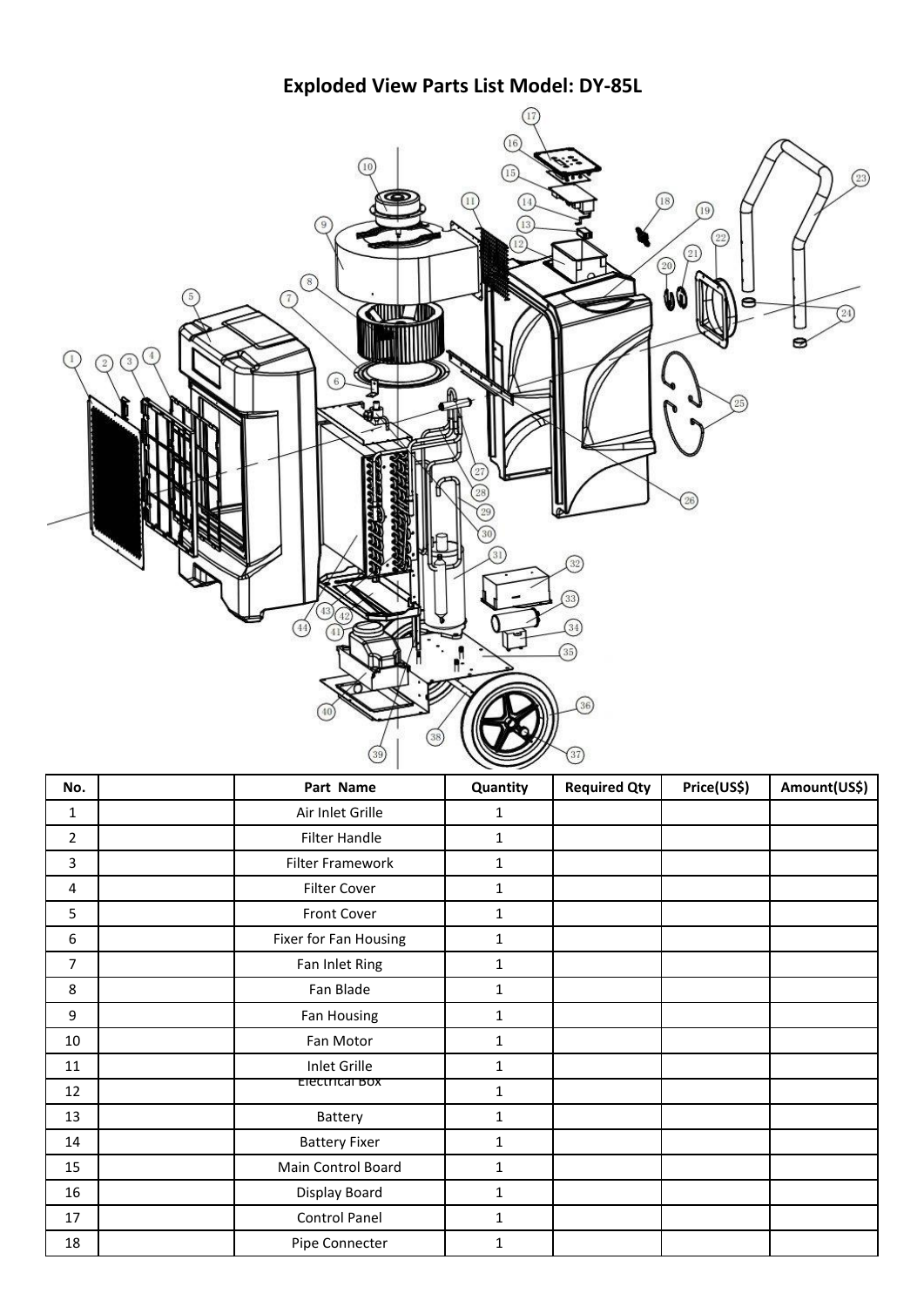# Exploded View Parts List Model: DY-85L

| No. | | Part Name | Quantity | Required Qty | Price(US$) | Amount(US$) |
|---|---|---|---|---|---|---|
| 1 | | Air Inlet Grille | 1 | | | |
| 2 | | Filter Handle | 1 | | | |
| 3 | | Filter Framework | 1 | | | |
| 4 | | Filter Cover | 1 | | | |
| 5 | | Front Cover | 1 | | | |
| 6 | | Fixer for Fan Housing | 1 | | | |
| 7 | | Fan Inlet Ring | 1 | | | |
| 8 | | Fan Blade | 1 | | | |
| 9 | | Fan Housing | 1 | | | |
| 10 | | Fan Motor | 1 | | | |
| 11 | | Inlet Grille | 1 | | | |
| 12 | | Electrical Box | 1 | | | |
| 13 | | Battery | 1 | | | |
| 14 | | Battery Fixer | 1 | | | |
| 15 | | Main Control Board | 1 | | | |
| 16 | | Display Board | 1 | | | |
| 17 | | Control Panel | 1 | | | |
| 18 | | Pipe Connecter | 1 | | | |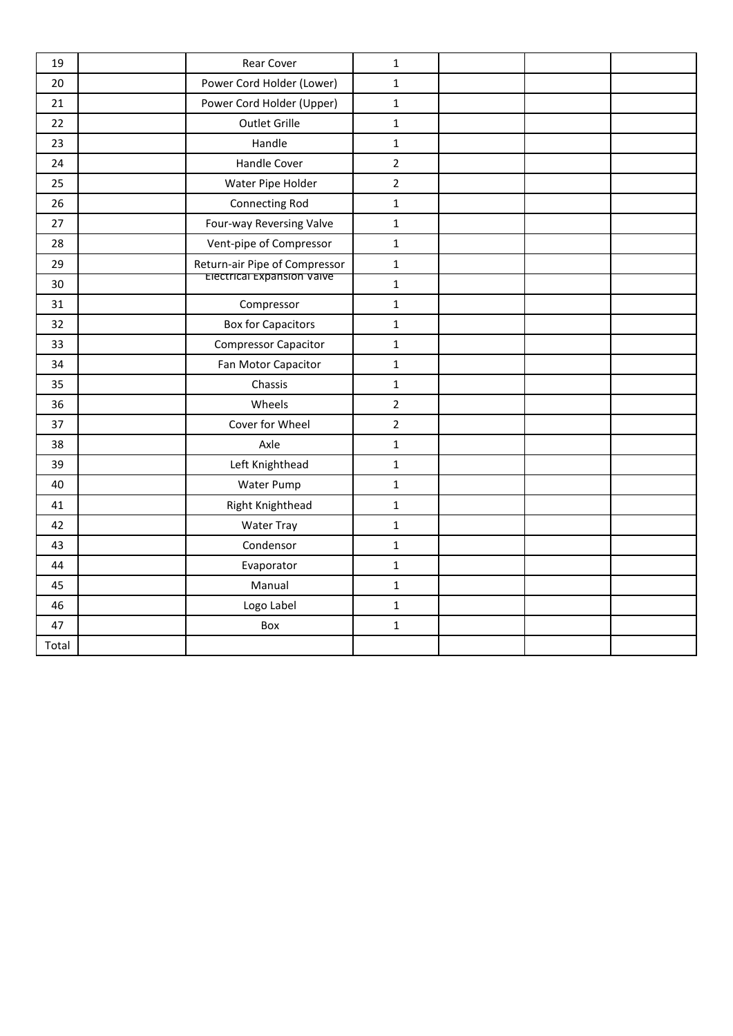| | | | | | | |
|---|---|---|---|---|---|---|
| 19 | | Rear Cover | 1 | | | |
| 20 | | Power Cord Holder (Lower) | 1 | | | |
| 21 | | Power Cord Holder (Upper) | 1 | | | |
| 22 | | Outlet Grille | 1 | | | |
| 23 | | Handle | 1 | | | |
| 24 | | Handle Cover | 2 | | | |
| 25 | | Water Pipe Holder | 2 | | | |
| 26 | | Connecting Rod | 1 | | | |
| 27 | | Four-way Reversing Valve | 1 | | | |
| 28 | | Vent-pipe of Compressor | 1 | | | |
| 29 | | Return-air Pipe of Compressor | 1 | | | |
| 30 | | Electrical Expansion Valve | 1 | | | |
| 31 | | Compressor | 1 | | | |
| 32 | | Box for Capacitors | 1 | | | |
| 33 | | Compressor Capacitor | 1 | | | |
| 34 | | Fan Motor Capacitor | 1 | | | |
| 35 | | Chassis | 1 | | | |
| 36 | | Wheels | 2 | | | |
| 37 | | Cover for Wheel | 2 | | | |
| 38 | | Axle | 1 | | | |
| 39 | | Left Knighthead | 1 | | | |
| 40 | | Water Pump | 1 | | | |
| 41 | | Right Knighthead | 1 | | | |
| 42 | | Water Tray | 1 | | | |
| 43 | | Condensor | 1 | | | |
| 44 | | Evaporator | 1 | | | |
| 45 | | Manual | 1 | | | |
| 46 | | Logo Label | 1 | | | |
| 47 | | Box | 1 | | | |
| Total | | | | | | |